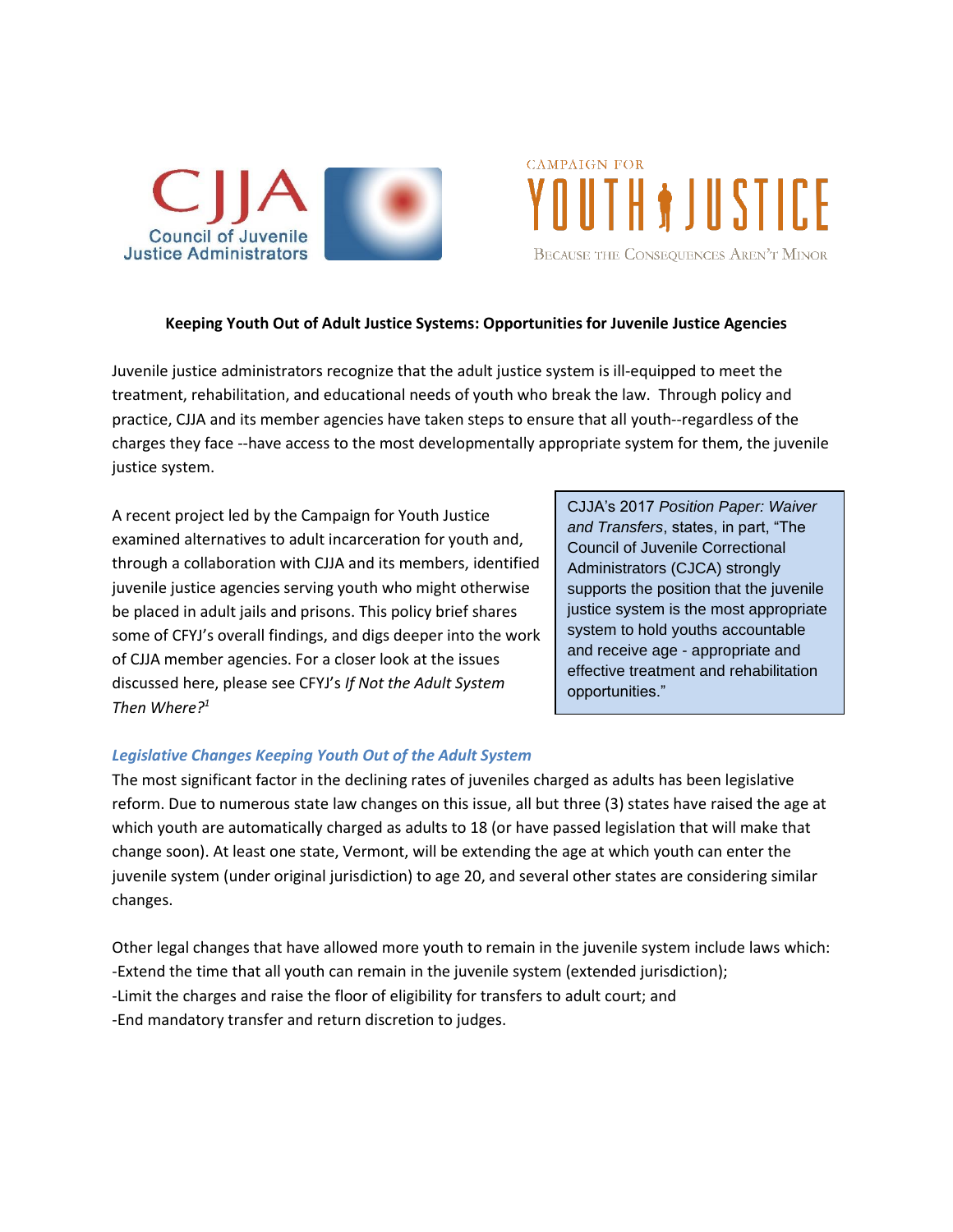CJJA Council of Juvenile Justice Administrators

CAMPAIGN FOR YOUTH JUSTICE — Because the Consequences Aren't Minor

**Keeping Youth Out of Adult Justice Systems: Opportunities for Juvenile Justice Agencies**

Juvenile justice administrators recognize that the adult justice system is ill-equipped to meet the treatment, rehabilitation, and educational needs of youth who break the law. Through policy and practice, CJJA and its member agencies have taken steps to ensure that all youth--regardless of the charges they face --have access to the most developmentally appropriate system for them, the juvenile justice system.

A recent project led by the Campaign for Youth Justice examined alternatives to adult incarceration for youth and, through a collaboration with CJJA and its members, identified juvenile justice agencies serving youth who might otherwise be placed in adult jails and prisons. This policy brief shares some of CFYJ's overall findings, and digs deeper into the work of CJJA member agencies. For a closer look at the issues discussed here, please see CFYJ's *If Not the Adult System Then Where?*[1]

> CJJA's 2017 *Position Paper: Waiver and Transfers*, states, in part, "The Council of Juvenile Correctional Administrators (CJCA) strongly supports the position that the juvenile justice system is the most appropriate system to hold youths accountable and receive age - appropriate and effective treatment and rehabilitation opportunities."

### *Legislative Changes Keeping Youth Out of the Adult System*

The most significant factor in the declining rates of juveniles charged as adults has been legislative reform. Due to numerous state law changes on this issue, all but three (3) states have raised the age at which youth are automatically charged as adults to 18 (or have passed legislation that will make that change soon). At least one state, Vermont, will be extending the age at which youth can enter the juvenile system (under original jurisdiction) to age 20, and several other states are considering similar changes.

Other legal changes that have allowed more youth to remain in the juvenile system include laws which:
-Extend the time that all youth can remain in the juvenile system (extended jurisdiction);
-Limit the charges and raise the floor of eligibility for transfers to adult court; and
-End mandatory transfer and return discretion to judges.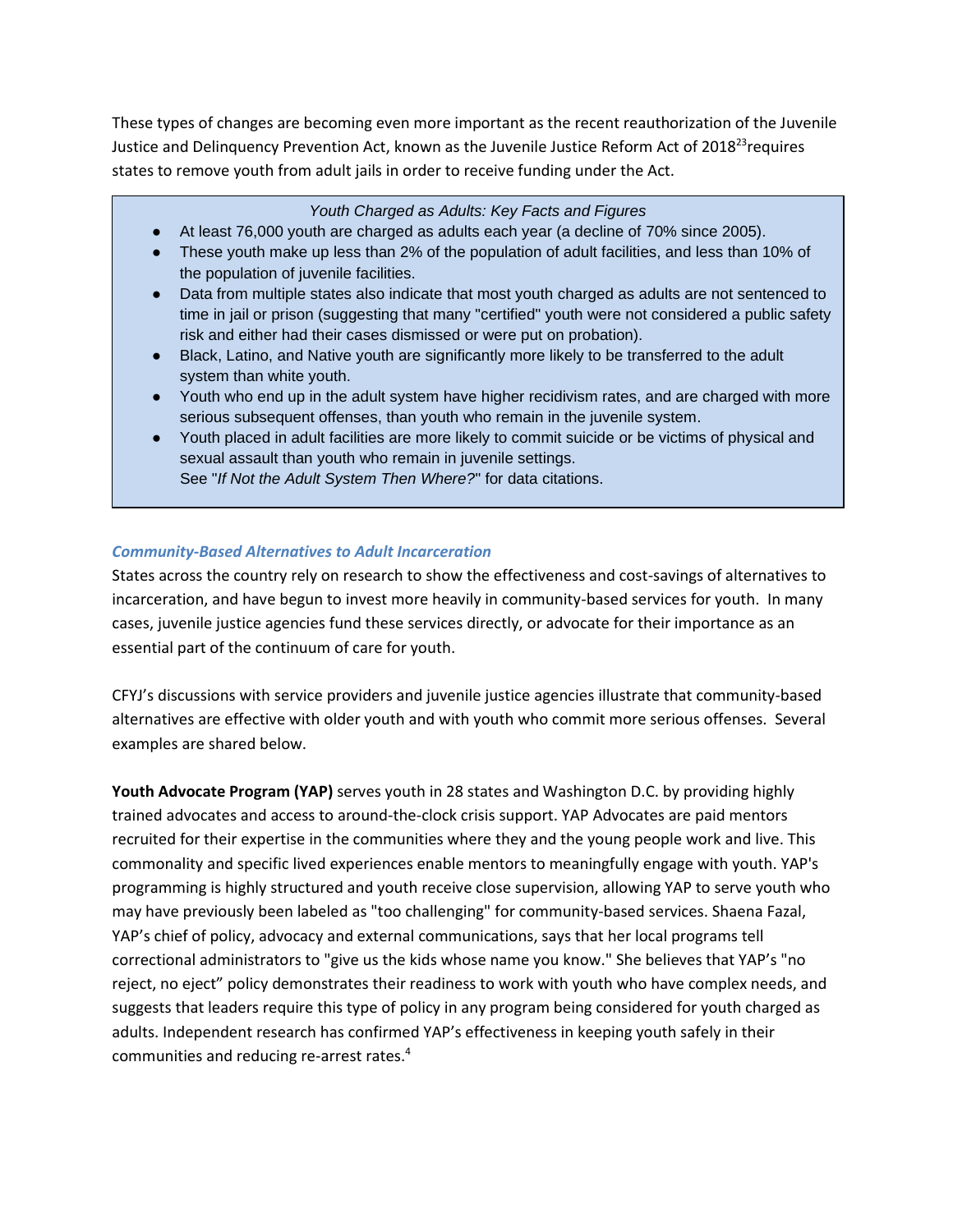These types of changes are becoming even more important as the recent reauthorization of the Juvenile Justice and Delinquency Prevention Act, known as the Juvenile Justice Reform Act of 2018[23]requires states to remove youth from adult jails in order to receive funding under the Act.

> *Youth Charged as Adults: Key Facts and Figures*
>
> - At least 76,000 youth are charged as adults each year (a decline of 70% since 2005).
> - These youth make up less than 2% of the population of adult facilities, and less than 10% of the population of juvenile facilities.
> - Data from multiple states also indicate that most youth charged as adults are not sentenced to time in jail or prison (suggesting that many "certified" youth were not considered a public safety risk and either had their cases dismissed or were put on probation).
> - Black, Latino, and Native youth are significantly more likely to be transferred to the adult system than white youth.
> - Youth who end up in the adult system have higher recidivism rates, and are charged with more serious subsequent offenses, than youth who remain in the juvenile system.
> - Youth placed in adult facilities are more likely to commit suicide or be victims of physical and sexual assault than youth who remain in juvenile settings.
>
> See "*If Not the Adult System Then Where?*" for data citations.

### *Community-Based Alternatives to Adult Incarceration*

States across the country rely on research to show the effectiveness and cost-savings of alternatives to incarceration, and have begun to invest more heavily in community-based services for youth. In many cases, juvenile justice agencies fund these services directly, or advocate for their importance as an essential part of the continuum of care for youth.

CFYJ's discussions with service providers and juvenile justice agencies illustrate that community-based alternatives are effective with older youth and with youth who commit more serious offenses. Several examples are shared below.

**Youth Advocate Program (YAP)** serves youth in 28 states and Washington D.C. by providing highly trained advocates and access to around-the-clock crisis support. YAP Advocates are paid mentors recruited for their expertise in the communities where they and the young people work and live. This commonality and specific lived experiences enable mentors to meaningfully engage with youth. YAP's programming is highly structured and youth receive close supervision, allowing YAP to serve youth who may have previously been labeled as "too challenging" for community-based services. Shaena Fazal, YAP's chief of policy, advocacy and external communications, says that her local programs tell correctional administrators to "give us the kids whose name you know." She believes that YAP's "no reject, no eject" policy demonstrates their readiness to work with youth who have complex needs, and suggests that leaders require this type of policy in any program being considered for youth charged as adults. Independent research has confirmed YAP's effectiveness in keeping youth safely in their communities and reducing re-arrest rates.[4]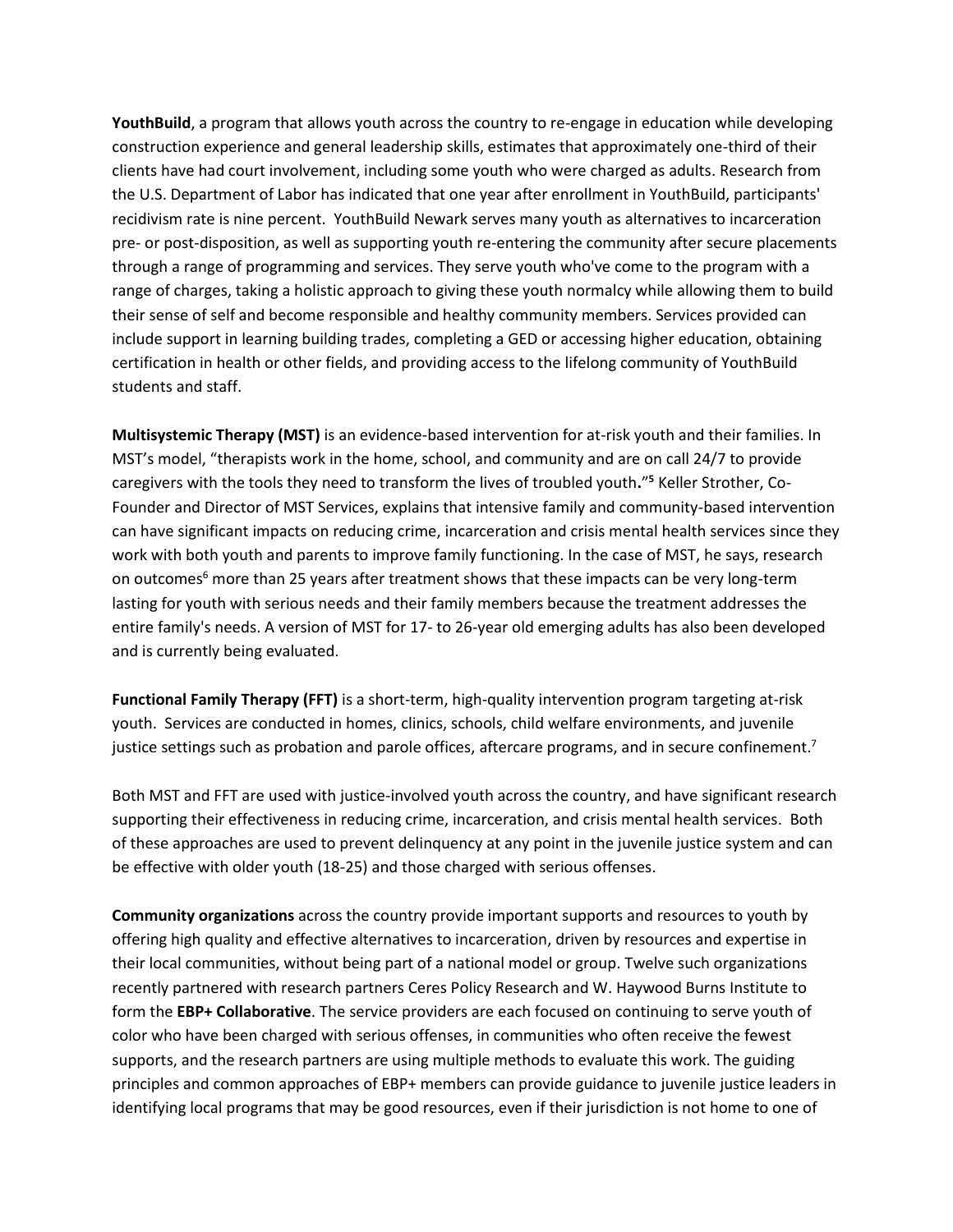**YouthBuild**, a program that allows youth across the country to re-engage in education while developing construction experience and general leadership skills, estimates that approximately one-third of their clients have had court involvement, including some youth who were charged as adults. Research from the U.S. Department of Labor has indicated that one year after enrollment in YouthBuild, participants' recidivism rate is nine percent. YouthBuild Newark serves many youth as alternatives to incarceration pre- or post-disposition, as well as supporting youth re-entering the community after secure placements through a range of programming and services. They serve youth who've come to the program with a range of charges, taking a holistic approach to giving these youth normalcy while allowing them to build their sense of self and become responsible and healthy community members. Services provided can include support in learning building trades, completing a GED or accessing higher education, obtaining certification in health or other fields, and providing access to the lifelong community of YouthBuild students and staff.

**Multisystemic Therapy (MST)** is an evidence-based intervention for at-risk youth and their families. In MST's model, "therapists work in the home, school, and community and are on call 24/7 to provide caregivers with the tools they need to transform the lives of troubled youth."[5] Keller Strother, Co-Founder and Director of MST Services, explains that intensive family and community-based intervention can have significant impacts on reducing crime, incarceration and crisis mental health services since they work with both youth and parents to improve family functioning. In the case of MST, he says, research on outcomes[6] more than 25 years after treatment shows that these impacts can be very long-term lasting for youth with serious needs and their family members because the treatment addresses the entire family's needs. A version of MST for 17- to 26-year old emerging adults has also been developed and is currently being evaluated.

**Functional Family Therapy (FFT)** is a short-term, high-quality intervention program targeting at-risk youth. Services are conducted in homes, clinics, schools, child welfare environments, and juvenile justice settings such as probation and parole offices, aftercare programs, and in secure confinement.[7]

Both MST and FFT are used with justice-involved youth across the country, and have significant research supporting their effectiveness in reducing crime, incarceration, and crisis mental health services. Both of these approaches are used to prevent delinquency at any point in the juvenile justice system and can be effective with older youth (18-25) and those charged with serious offenses.

**Community organizations** across the country provide important supports and resources to youth by offering high quality and effective alternatives to incarceration, driven by resources and expertise in their local communities, without being part of a national model or group. Twelve such organizations recently partnered with research partners Ceres Policy Research and W. Haywood Burns Institute to form the **EBP+ Collaborative**. The service providers are each focused on continuing to serve youth of color who have been charged with serious offenses, in communities who often receive the fewest supports, and the research partners are using multiple methods to evaluate this work. The guiding principles and common approaches of EBP+ members can provide guidance to juvenile justice leaders in identifying local programs that may be good resources, even if their jurisdiction is not home to one of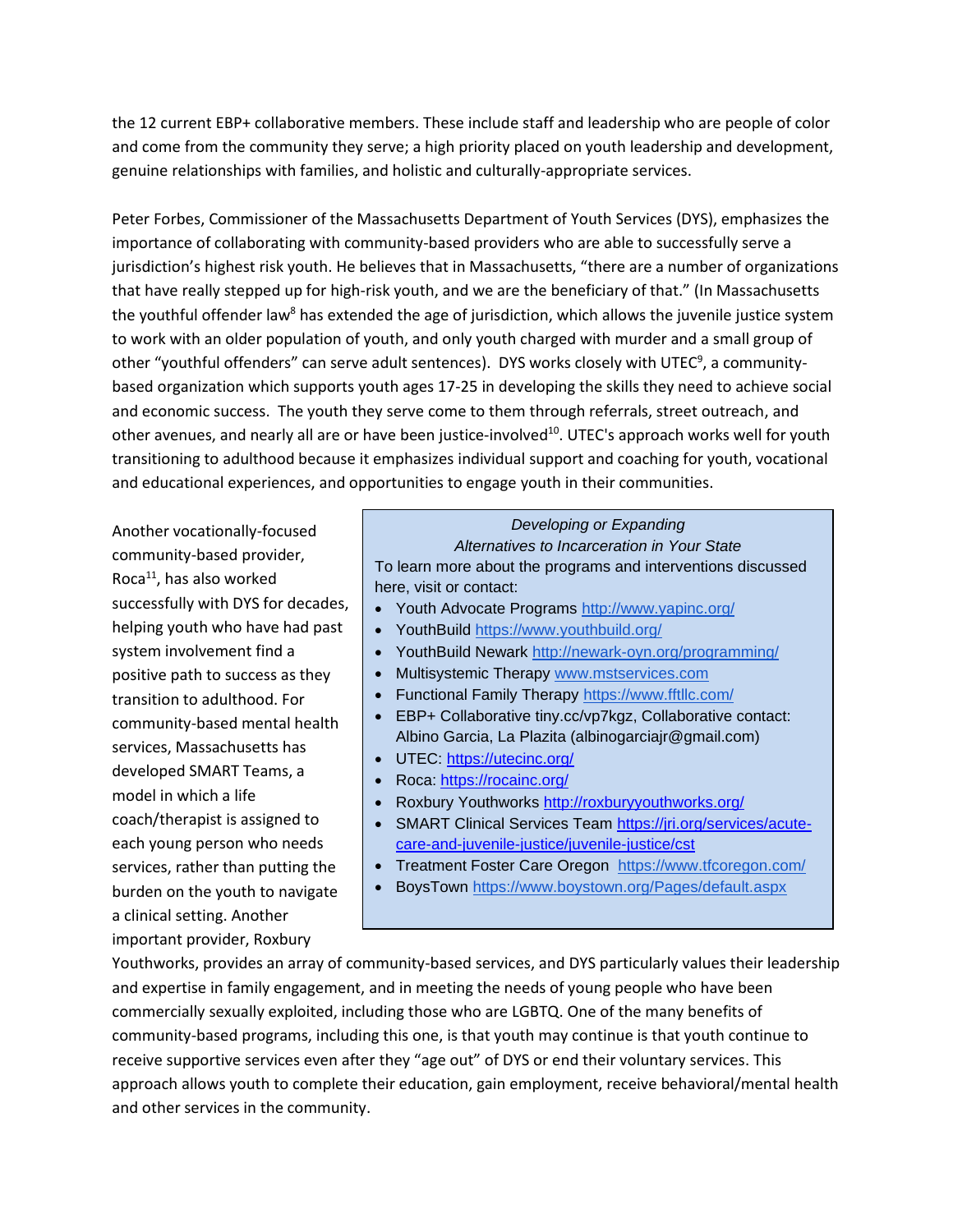the 12 current EBP+ collaborative members. These include staff and leadership who are people of color and come from the community they serve; a high priority placed on youth leadership and development, genuine relationships with families, and holistic and culturally-appropriate services.

Peter Forbes, Commissioner of the Massachusetts Department of Youth Services (DYS), emphasizes the importance of collaborating with community-based providers who are able to successfully serve a jurisdiction's highest risk youth. He believes that in Massachusetts, "there are a number of organizations that have really stepped up for high-risk youth, and we are the beneficiary of that." (In Massachusetts the youthful offender law[8] has extended the age of jurisdiction, which allows the juvenile justice system to work with an older population of youth, and only youth charged with murder and a small group of other "youthful offenders" can serve adult sentences). DYS works closely with UTEC[9], a community-based organization which supports youth ages 17-25 in developing the skills they need to achieve social and economic success. The youth they serve come to them through referrals, street outreach, and other avenues, and nearly all are or have been justice-involved[10]. UTEC's approach works well for youth transitioning to adulthood because it emphasizes individual support and coaching for youth, vocational and educational experiences, and opportunities to engage youth in their communities.

Another vocationally-focused community-based provider, Roca[11], has also worked successfully with DYS for decades, helping youth who have had past system involvement find a positive path to success as they transition to adulthood. For community-based mental health services, Massachusetts has developed SMART Teams, a model in which a life coach/therapist is assigned to each young person who needs services, rather than putting the burden on the youth to navigate a clinical setting. Another important provider, Roxbury Youthworks, provides an array of community-based services, and DYS particularly values their leadership and expertise in family engagement, and in meeting the needs of young people who have been commercially sexually exploited, including those who are LGBTQ. One of the many benefits of community-based programs, including this one, is that youth may continue is that youth continue to receive supportive services even after they "age out" of DYS or end their voluntary services. This approach allows youth to complete their education, gain employment, receive behavioral/mental health and other services in the community.

> *Developing or Expanding*
> *Alternatives to Incarceration in Your State*
>
> To learn more about the programs and interventions discussed here, visit or contact:
>
> - Youth Advocate Programs http://www.yapinc.org/
> - YouthBuild https://www.youthbuild.org/
> - YouthBuild Newark http://newark-oyn.org/programming/
> - Multisystemic Therapy www.mstservices.com
> - Functional Family Therapy https://www.fftllc.com/
> - EBP+ Collaborative tiny.cc/vp7kgz, Collaborative contact: Albino Garcia, La Plazita (albinogarciajr@gmail.com)
> - UTEC: https://utecinc.org/
> - Roca: https://rocainc.org/
> - Roxbury Youthworks http://roxburyyouthworks.org/
> - SMART Clinical Services Team https://jri.org/services/acute-care-and-juvenile-justice/juvenile-justice/cst
> - Treatment Foster Care Oregon https://www.tfcoregon.com/
> - BoysTown https://www.boystown.org/Pages/default.aspx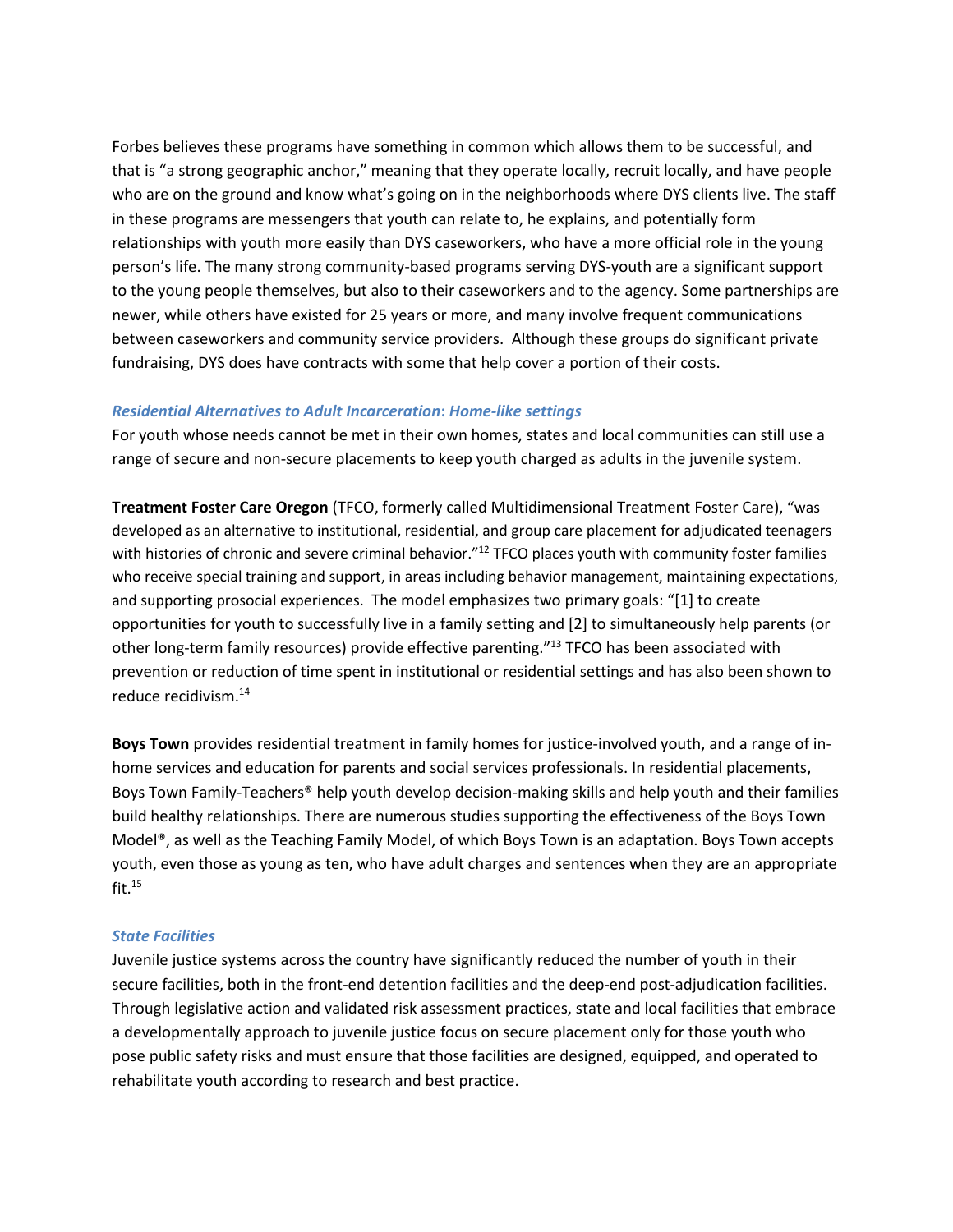Forbes believes these programs have something in common which allows them to be successful, and that is "a strong geographic anchor," meaning that they operate locally, recruit locally, and have people who are on the ground and know what's going on in the neighborhoods where DYS clients live. The staff in these programs are messengers that youth can relate to, he explains, and potentially form relationships with youth more easily than DYS caseworkers, who have a more official role in the young person's life. The many strong community-based programs serving DYS-youth are a significant support to the young people themselves, but also to their caseworkers and to the agency. Some partnerships are newer, while others have existed for 25 years or more, and many involve frequent communications between caseworkers and community service providers. Although these groups do significant private fundraising, DYS does have contracts with some that help cover a portion of their costs.

### *Residential Alternatives to Adult Incarceration: Home-like settings*

For youth whose needs cannot be met in their own homes, states and local communities can still use a range of secure and non-secure placements to keep youth charged as adults in the juvenile system.

**Treatment Foster Care Oregon** (TFCO, formerly called Multidimensional Treatment Foster Care), "was developed as an alternative to institutional, residential, and group care placement for adjudicated teenagers with histories of chronic and severe criminal behavior."[12] TFCO places youth with community foster families who receive special training and support, in areas including behavior management, maintaining expectations, and supporting prosocial experiences. The model emphasizes two primary goals: "[1] to create opportunities for youth to successfully live in a family setting and [2] to simultaneously help parents (or other long-term family resources) provide effective parenting."[13] TFCO has been associated with prevention or reduction of time spent in institutional or residential settings and has also been shown to reduce recidivism.[14]

**Boys Town** provides residential treatment in family homes for justice-involved youth, and a range of in-home services and education for parents and social services professionals. In residential placements, Boys Town Family-Teachers® help youth develop decision-making skills and help youth and their families build healthy relationships. There are numerous studies supporting the effectiveness of the Boys Town Model®, as well as the Teaching Family Model, of which Boys Town is an adaptation. Boys Town accepts youth, even those as young as ten, who have adult charges and sentences when they are an appropriate fit.[15]

### *State Facilities*

Juvenile justice systems across the country have significantly reduced the number of youth in their secure facilities, both in the front-end detention facilities and the deep-end post-adjudication facilities. Through legislative action and validated risk assessment practices, state and local facilities that embrace a developmentally approach to juvenile justice focus on secure placement only for those youth who pose public safety risks and must ensure that those facilities are designed, equipped, and operated to rehabilitate youth according to research and best practice.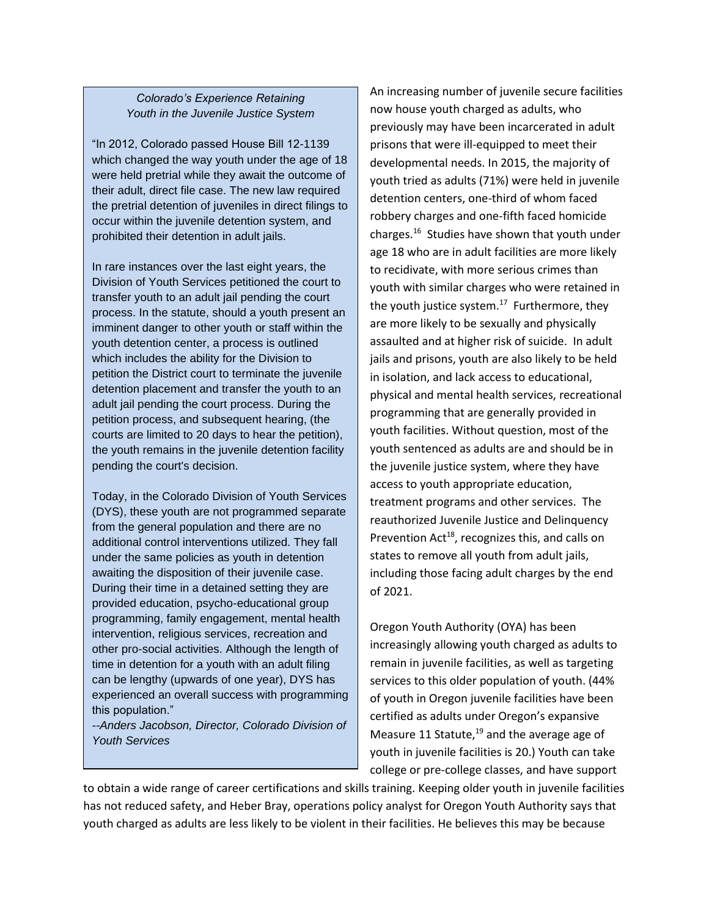*Colorado's Experience Retaining Youth in the Juvenile Justice System*

"In 2012, Colorado passed House Bill 12-1139 which changed the way youth under the age of 18 were held pretrial while they await the outcome of their adult, direct file case. The new law required the pretrial detention of juveniles in direct filings to occur within the juvenile detention system, and prohibited their detention in adult jails.

In rare instances over the last eight years, the Division of Youth Services petitioned the court to transfer youth to an adult jail pending the court process. In the statute, should a youth present an imminent danger to other youth or staff within the youth detention center, a process is outlined which includes the ability for the Division to petition the District court to terminate the juvenile detention placement and transfer the youth to an adult jail pending the court process. During the petition process, and subsequent hearing, (the courts are limited to 20 days to hear the petition), the youth remains in the juvenile detention facility pending the court's decision.

Today, in the Colorado Division of Youth Services (DYS), these youth are not programmed separate from the general population and there are no additional control interventions utilized. They fall under the same policies as youth in detention awaiting the disposition of their juvenile case. During their time in a detained setting they are provided education, psycho-educational group programming, family engagement, mental health intervention, religious services, recreation and other pro-social activities. Although the length of time in detention for a youth with an adult filing can be lengthy (upwards of one year), DYS has experienced an overall success with programming this population."

*--Anders Jacobson, Director, Colorado Division of Youth Services*

An increasing number of juvenile secure facilities now house youth charged as adults, who previously may have been incarcerated in adult prisons that were ill-equipped to meet their developmental needs. In 2015, the majority of youth tried as adults (71%) were held in juvenile detention centers, one-third of whom faced robbery charges and one-fifth faced homicide charges.[16] Studies have shown that youth under age 18 who are in adult facilities are more likely to recidivate, with more serious crimes than youth with similar charges who were retained in the youth justice system.[17] Furthermore, they are more likely to be sexually and physically assaulted and at higher risk of suicide. In adult jails and prisons, youth are also likely to be held in isolation, and lack access to educational, physical and mental health services, recreational programming that are generally provided in youth facilities. Without question, most of the youth sentenced as adults are and should be in the juvenile justice system, where they have access to youth appropriate education, treatment programs and other services. The reauthorized Juvenile Justice and Delinquency Prevention Act[18], recognizes this, and calls on states to remove all youth from adult jails, including those facing adult charges by the end of 2021.

Oregon Youth Authority (OYA) has been increasingly allowing youth charged as adults to remain in juvenile facilities, as well as targeting services to this older population of youth. (44% of youth in Oregon juvenile facilities have been certified as adults under Oregon's expansive Measure 11 Statute,[19] and the average age of youth in juvenile facilities is 20.) Youth can take college or pre-college classes, and have support to obtain a wide range of career certifications and skills training. Keeping older youth in juvenile facilities has not reduced safety, and Heber Bray, operations policy analyst for Oregon Youth Authority says that youth charged as adults are less likely to be violent in their facilities. He believes this may be because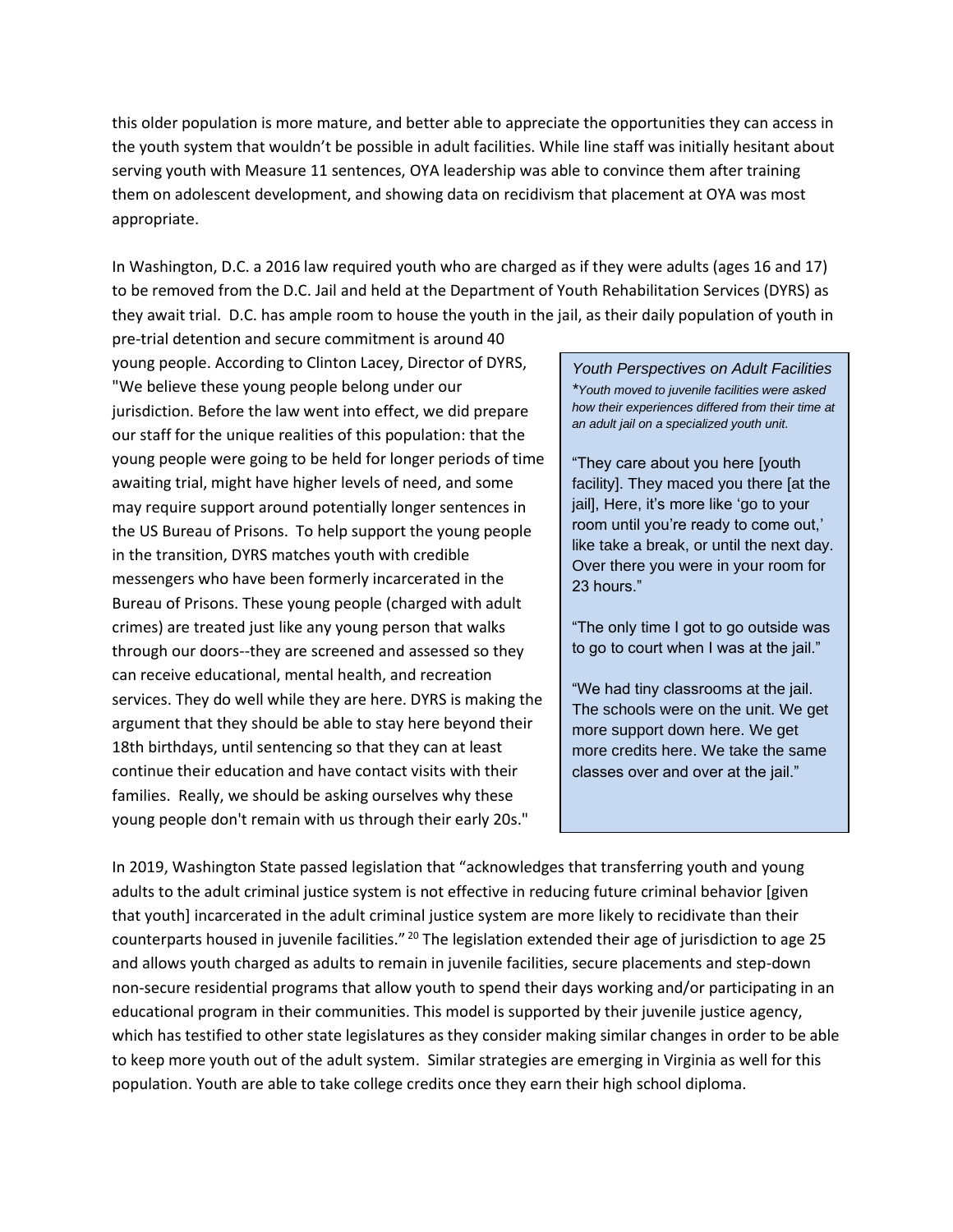this older population is more mature, and better able to appreciate the opportunities they can access in the youth system that wouldn't be possible in adult facilities. While line staff was initially hesitant about serving youth with Measure 11 sentences, OYA leadership was able to convince them after training them on adolescent development, and showing data on recidivism that placement at OYA was most appropriate.

In Washington, D.C. a 2016 law required youth who are charged as if they were adults (ages 16 and 17) to be removed from the D.C. Jail and held at the Department of Youth Rehabilitation Services (DYRS) as they await trial. D.C. has ample room to house the youth in the jail, as their daily population of youth in pre-trial detention and secure commitment is around 40 young people. According to Clinton Lacey, Director of DYRS, "We believe these young people belong under our jurisdiction. Before the law went into effect, we did prepare our staff for the unique realities of this population: that the young people were going to be held for longer periods of time awaiting trial, might have higher levels of need, and some may require support around potentially longer sentences in the US Bureau of Prisons. To help support the young people in the transition, DYRS matches youth with credible messengers who have been formerly incarcerated in the Bureau of Prisons. These young people (charged with adult crimes) are treated just like any young person that walks through our doors--they are screened and assessed so they can receive educational, mental health, and recreation services. They do well while they are here. DYRS is making the argument that they should be able to stay here beyond their 18th birthdays, until sentencing so that they can at least continue their education and have contact visits with their families. Really, we should be asking ourselves why these young people don't remain with us through their early 20s."

> *Youth Perspectives on Adult Facilities*
>
> **Youth moved to juvenile facilities were asked how their experiences differed from their time at an adult jail on a specialized youth unit.*
>
> "They care about you here [youth facility]. They maced you there [at the jail], Here, it's more like 'go to your room until you're ready to come out,' like take a break, or until the next day. Over there you were in your room for 23 hours."
>
> "The only time I got to go outside was to go to court when I was at the jail."
>
> "We had tiny classrooms at the jail. The schools were on the unit. We get more support down here. We get more credits here. We take the same classes over and over at the jail."

In 2019, Washington State passed legislation that "acknowledges that transferring youth and young adults to the adult criminal justice system is not effective in reducing future criminal behavior [given that youth] incarcerated in the adult criminal justice system are more likely to recidivate than their counterparts housed in juvenile facilities." [20] The legislation extended their age of jurisdiction to age 25 and allows youth charged as adults to remain in juvenile facilities, secure placements and step-down non-secure residential programs that allow youth to spend their days working and/or participating in an educational program in their communities. This model is supported by their juvenile justice agency, which has testified to other state legislatures as they consider making similar changes in order to be able to keep more youth out of the adult system. Similar strategies are emerging in Virginia as well for this population. Youth are able to take college credits once they earn their high school diploma.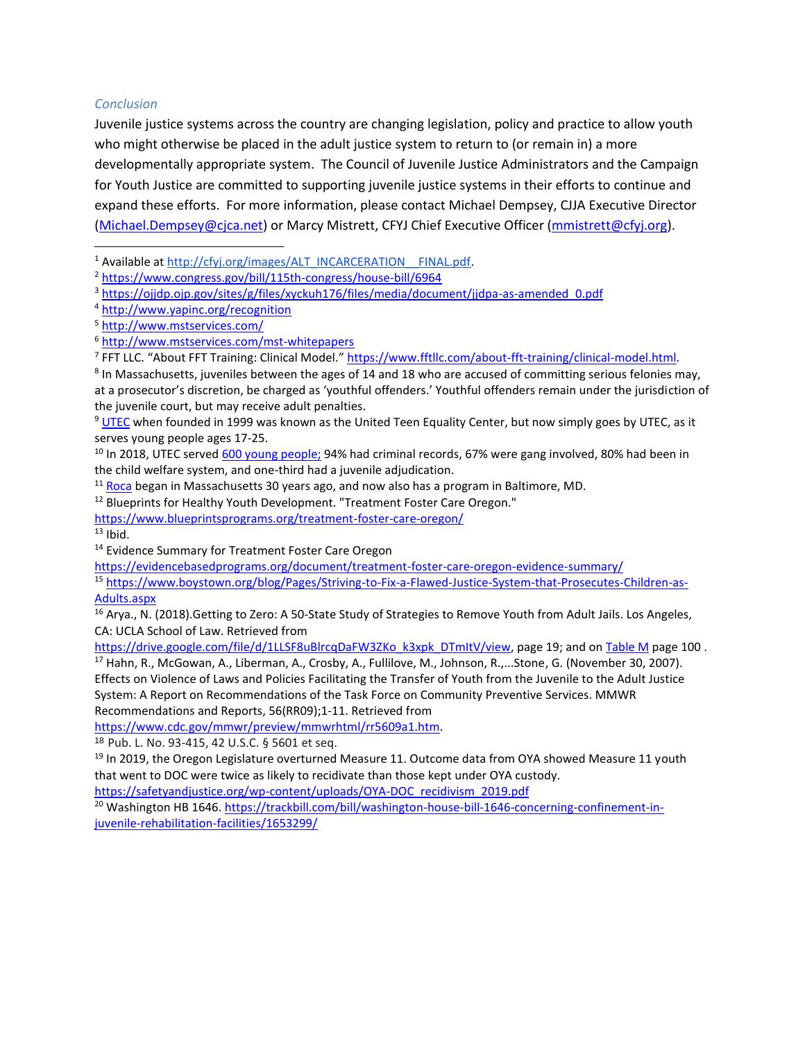### *Conclusion*

Juvenile justice systems across the country are changing legislation, policy and practice to allow youth who might otherwise be placed in the adult justice system to return to (or remain in) a more developmentally appropriate system. The Council of Juvenile Justice Administrators and the Campaign for Youth Justice are committed to supporting juvenile justice systems in their efforts to continue and expand these efforts. For more information, please contact Michael Dempsey, CJJA Executive Director (Michael.Dempsey@cjca.net) or Marcy Mistrett, CFYJ Chief Executive Officer (mmistrett@cfyj.org).

---

[1] Available at http://cfyj.org/images/ALT_INCARCERATION__FINAL.pdf.

[2] https://www.congress.gov/bill/115th-congress/house-bill/6964

[3] https://ojjdp.ojp.gov/sites/g/files/xyckuh176/files/media/document/jjdpa-as-amended_0.pdf

[4] http://www.yapinc.org/recognition

[5] http://www.mstservices.com/

[6] http://www.mstservices.com/mst-whitepapers

[7] FFT LLC. "About FFT Training: Clinical Model." https://www.fftllc.com/about-fft-training/clinical-model.html.

[8] In Massachusetts, juveniles between the ages of 14 and 18 who are accused of committing serious felonies may, at a prosecutor's discretion, be charged as 'youthful offenders.' Youthful offenders remain under the jurisdiction of the juvenile court, but may receive adult penalties.

[9] UTEC when founded in 1999 was known as the United Teen Equality Center, but now simply goes by UTEC, as it serves young people ages 17-25.

[10] In 2018, UTEC served 600 young people; 94% had criminal records, 67% were gang involved, 80% had been in the child welfare system, and one-third had a juvenile adjudication.

[11] Roca began in Massachusetts 30 years ago, and now also has a program in Baltimore, MD.

[12] Blueprints for Healthy Youth Development. "Treatment Foster Care Oregon." https://www.blueprintsprograms.org/treatment-foster-care-oregon/

[13] Ibid.

[14] Evidence Summary for Treatment Foster Care Oregon https://evidencebasedprograms.org/document/treatment-foster-care-oregon-evidence-summary/

[15] https://www.boystown.org/blog/Pages/Striving-to-Fix-a-Flawed-Justice-System-that-Prosecutes-Children-as-Adults.aspx

[16] Arya., N. (2018).Getting to Zero: A 50-State Study of Strategies to Remove Youth from Adult Jails. Los Angeles, CA: UCLA School of Law. Retrieved from https://drive.google.com/file/d/1LLSF8uBlrcqDaFW3ZKo_k3xpk_DTmItV/view, page 19; and on Table M page 100 .

[17] Hahn, R., McGowan, A., Liberman, A., Crosby, A., Fullilove, M., Johnson, R.,...Stone, G. (November 30, 2007). Effects on Violence of Laws and Policies Facilitating the Transfer of Youth from the Juvenile to the Adult Justice System: A Report on Recommendations of the Task Force on Community Preventive Services. MMWR Recommendations and Reports, 56(RR09);1-11. Retrieved from https://www.cdc.gov/mmwr/preview/mmwrhtml/rr5609a1.htm.

[18] Pub. L. No. 93-415, 42 U.S.C. § 5601 et seq.

[19] In 2019, the Oregon Legislature overturned Measure 11. Outcome data from OYA showed Measure 11 youth that went to DOC were twice as likely to recidivate than those kept under OYA custody. https://safetyandjustice.org/wp-content/uploads/OYA-DOC_recidivism_2019.pdf

[20] Washington HB 1646. https://trackbill.com/bill/washington-house-bill-1646-concerning-confinement-in-juvenile-rehabilitation-facilities/1653299/